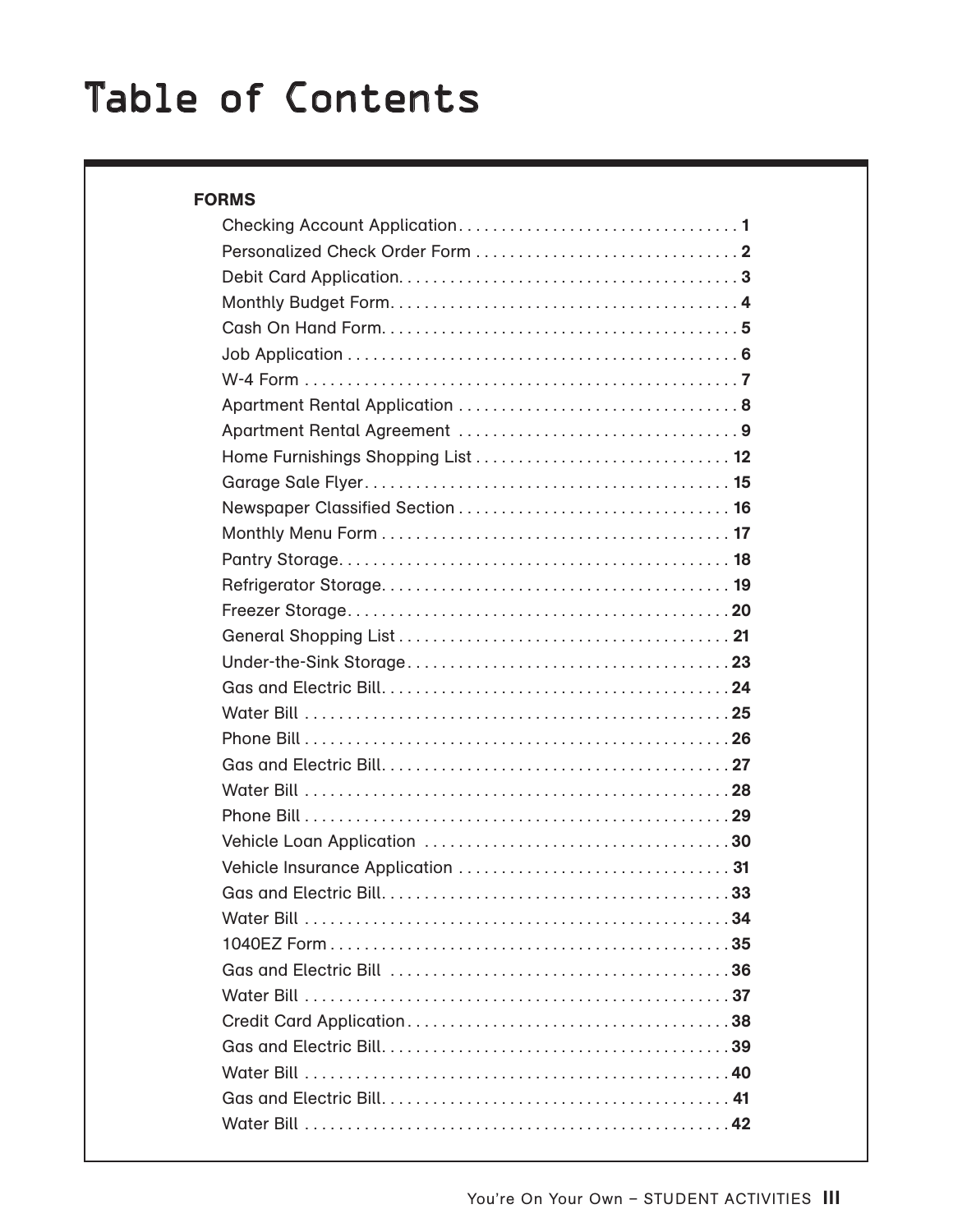# Table of Contents

**FORMS**

- Checking Account Application . . . . . . . . . . . . . . . . . . . . . . . . . . . . . . . . . **1**
- Personalized Check Order Form . . . . . . . . . . . . . . . . . . . . . . . . . . . . . . . **2**
- Debit Card Application. . . . . . . . . . . . . . . . . . . . . . . . . . . . . . . . . . . . . . . . **3**
- Monthly Budget Form. . . . . . . . . . . . . . . . . . . . . . . . . . . . . . . . . . . . . . . . **4**
- Cash On Hand Form. . . . . . . . . . . . . . . . . . . . . . . . . . . . . . . . . . . . . . . . . **5**
- Job Application . . . . . . . . . . . . . . . . . . . . . . . . . . . . . . . . . . . . . . . . . . . . . **6**
- W-4 Form . . . . . . . . . . . . . . . . . . . . . . . . . . . . . . . . . . . . . . . . . . . . . . . . . . **7**
- Apartment Rental Application . . . . . . . . . . . . . . . . . . . . . . . . . . . . . . . . . **8**
- Apartment Rental Agreement . . . . . . . . . . . . . . . . . . . . . . . . . . . . . . . . . **9**
- Home Furnishings Shopping List . . . . . . . . . . . . . . . . . . . . . . . . . . . . . . **12**
- Garage Sale Flyer. . . . . . . . . . . . . . . . . . . . . . . . . . . . . . . . . . . . . . . . . . . **15**
- Newspaper Classified Section . . . . . . . . . . . . . . . . . . . . . . . . . . . . . . . . **16**
- Monthly Menu Form . . . . . . . . . . . . . . . . . . . . . . . . . . . . . . . . . . . . . . . . . **17**
- Pantry Storage. . . . . . . . . . . . . . . . . . . . . . . . . . . . . . . . . . . . . . . . . . . . . . **18**
- Refrigerator Storage. . . . . . . . . . . . . . . . . . . . . . . . . . . . . . . . . . . . . . . . . **19**
- Freezer Storage. . . . . . . . . . . . . . . . . . . . . . . . . . . . . . . . . . . . . . . . . . . . . **20**
- General Shopping List . . . . . . . . . . . . . . . . . . . . . . . . . . . . . . . . . . . . . . . **21**
- Under-the-Sink Storage. . . . . . . . . . . . . . . . . . . . . . . . . . . . . . . . . . . . . . **23**
- Gas and Electric Bill. . . . . . . . . . . . . . . . . . . . . . . . . . . . . . . . . . . . . . . . . **24**
- Water Bill . . . . . . . . . . . . . . . . . . . . . . . . . . . . . . . . . . . . . . . . . . . . . . . . . . **25**
- Phone Bill . . . . . . . . . . . . . . . . . . . . . . . . . . . . . . . . . . . . . . . . . . . . . . . . . . **26**
- Gas and Electric Bill. . . . . . . . . . . . . . . . . . . . . . . . . . . . . . . . . . . . . . . . . **27**
- Water Bill . . . . . . . . . . . . . . . . . . . . . . . . . . . . . . . . . . . . . . . . . . . . . . . . . . **28**
- Phone Bill . . . . . . . . . . . . . . . . . . . . . . . . . . . . . . . . . . . . . . . . . . . . . . . . . . **29**
- Vehicle Loan Application . . . . . . . . . . . . . . . . . . . . . . . . . . . . . . . . . . . . **30**
- Vehicle Insurance Application . . . . . . . . . . . . . . . . . . . . . . . . . . . . . . . . **31**
- Gas and Electric Bill. . . . . . . . . . . . . . . . . . . . . . . . . . . . . . . . . . . . . . . . . **33**
- Water Bill . . . . . . . . . . . . . . . . . . . . . . . . . . . . . . . . . . . . . . . . . . . . . . . . . . **34**
- 1040EZ Form . . . . . . . . . . . . . . . . . . . . . . . . . . . . . . . . . . . . . . . . . . . . . . . **35**
- Gas and Electric Bill . . . . . . . . . . . . . . . . . . . . . . . . . . . . . . . . . . . . . . . . **36**
- Water Bill . . . . . . . . . . . . . . . . . . . . . . . . . . . . . . . . . . . . . . . . . . . . . . . . . . **37**
- Credit Card Application. . . . . . . . . . . . . . . . . . . . . . . . . . . . . . . . . . . . . . **38**
- Gas and Electric Bill. . . . . . . . . . . . . . . . . . . . . . . . . . . . . . . . . . . . . . . . . **39**
- Water Bill . . . . . . . . . . . . . . . . . . . . . . . . . . . . . . . . . . . . . . . . . . . . . . . . . . **40**
- Gas and Electric Bill. . . . . . . . . . . . . . . . . . . . . . . . . . . . . . . . . . . . . . . . . **41**
- Water Bill . . . . . . . . . . . . . . . . . . . . . . . . . . . . . . . . . . . . . . . . . . . . . . . . . . **42**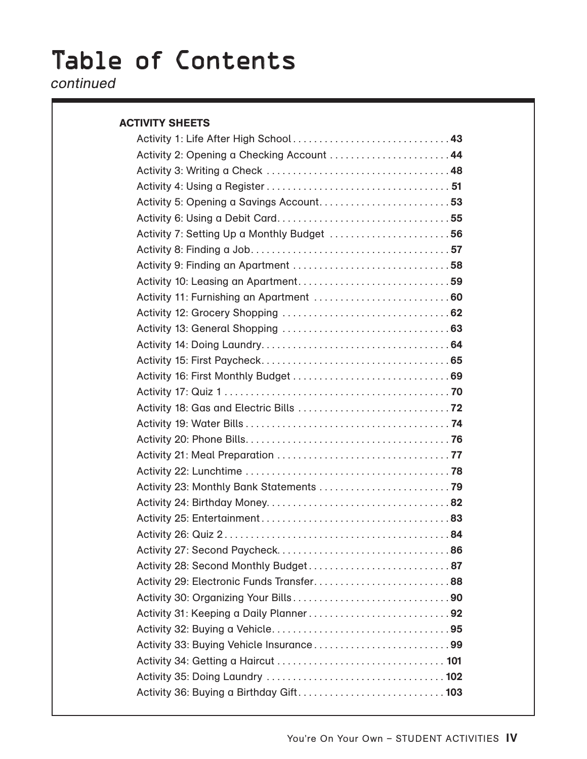# Table of Contents

*continued*

**ACTIVITY SHEETS**

Activity 1: Life After High School . . . . . . . . . . . . . . . . . . . . . . . . . . . . . . **43**
Activity 2: Opening a Checking Account . . . . . . . . . . . . . . . . . . . . . . . **44**
Activity 3: Writing a Check . . . . . . . . . . . . . . . . . . . . . . . . . . . . . . . . . . . **48**
Activity 4: Using a Register . . . . . . . . . . . . . . . . . . . . . . . . . . . . . . . . . . . **51**
Activity 5: Opening a Savings Account. . . . . . . . . . . . . . . . . . . . . . . . . **53**
Activity 6: Using a Debit Card. . . . . . . . . . . . . . . . . . . . . . . . . . . . . . . . . **55**
Activity 7: Setting Up a Monthly Budget . . . . . . . . . . . . . . . . . . . . . . . **56**
Activity 8: Finding a Job. . . . . . . . . . . . . . . . . . . . . . . . . . . . . . . . . . . . . . **57**
Activity 9: Finding an Apartment . . . . . . . . . . . . . . . . . . . . . . . . . . . . . . **58**
Activity 10: Leasing an Apartment. . . . . . . . . . . . . . . . . . . . . . . . . . . . . **59**
Activity 11: Furnishing an Apartment . . . . . . . . . . . . . . . . . . . . . . . . . . **60**
Activity 12: Grocery Shopping . . . . . . . . . . . . . . . . . . . . . . . . . . . . . . . . **62**
Activity 13: General Shopping . . . . . . . . . . . . . . . . . . . . . . . . . . . . . . . . **63**
Activity 14: Doing Laundry. . . . . . . . . . . . . . . . . . . . . . . . . . . . . . . . . . . . **64**
Activity 15: First Paycheck. . . . . . . . . . . . . . . . . . . . . . . . . . . . . . . . . . . . **65**
Activity 16: First Monthly Budget . . . . . . . . . . . . . . . . . . . . . . . . . . . . . . **69**
Activity 17: Quiz 1 . . . . . . . . . . . . . . . . . . . . . . . . . . . . . . . . . . . . . . . . . . . **70**
Activity 18: Gas and Electric Bills . . . . . . . . . . . . . . . . . . . . . . . . . . . . . **72**
Activity 19: Water Bills . . . . . . . . . . . . . . . . . . . . . . . . . . . . . . . . . . . . . . . **74**
Activity 20: Phone Bills. . . . . . . . . . . . . . . . . . . . . . . . . . . . . . . . . . . . . . . **76**
Activity 21: Meal Preparation . . . . . . . . . . . . . . . . . . . . . . . . . . . . . . . . . **77**
Activity 22: Lunchtime . . . . . . . . . . . . . . . . . . . . . . . . . . . . . . . . . . . . . . . **78**
Activity 23: Monthly Bank Statements . . . . . . . . . . . . . . . . . . . . . . . . . **79**
Activity 24: Birthday Money. . . . . . . . . . . . . . . . . . . . . . . . . . . . . . . . . . . **82**
Activity 25: Entertainment . . . . . . . . . . . . . . . . . . . . . . . . . . . . . . . . . . . . **83**
Activity 26: Quiz 2 . . . . . . . . . . . . . . . . . . . . . . . . . . . . . . . . . . . . . . . . . . . **84**
Activity 27: Second Paycheck. . . . . . . . . . . . . . . . . . . . . . . . . . . . . . . . . **86**
Activity 28: Second Monthly Budget . . . . . . . . . . . . . . . . . . . . . . . . . . . **87**
Activity 29: Electronic Funds Transfer. . . . . . . . . . . . . . . . . . . . . . . . . . **88**
Activity 30: Organizing Your Bills . . . . . . . . . . . . . . . . . . . . . . . . . . . . . . **90**
Activity 31: Keeping a Daily Planner . . . . . . . . . . . . . . . . . . . . . . . . . . . **92**
Activity 32: Buying a Vehicle. . . . . . . . . . . . . . . . . . . . . . . . . . . . . . . . . . **95**
Activity 33: Buying Vehicle Insurance . . . . . . . . . . . . . . . . . . . . . . . . . . **99**
Activity 34: Getting a Haircut . . . . . . . . . . . . . . . . . . . . . . . . . . . . . . . . **101**
Activity 35: Doing Laundry . . . . . . . . . . . . . . . . . . . . . . . . . . . . . . . . . . **102**
Activity 36: Buying a Birthday Gift. . . . . . . . . . . . . . . . . . . . . . . . . . . . **103**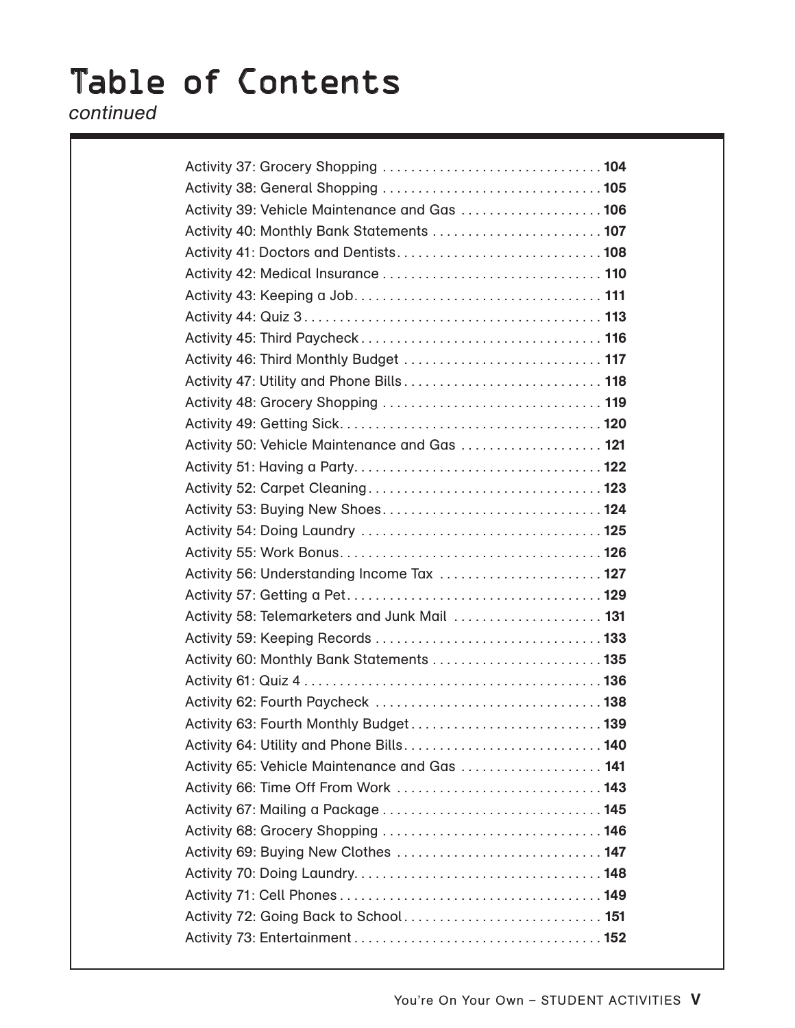# Table of Contents

*continued*

Activity 37: Grocery Shopping . . . . . . . . . . . . . . . . . . . . . . . . . . . . . . . **104**
Activity 38: General Shopping . . . . . . . . . . . . . . . . . . . . . . . . . . . . . . . **105**
Activity 39: Vehicle Maintenance and Gas . . . . . . . . . . . . . . . . . . . . **106**
Activity 40: Monthly Bank Statements . . . . . . . . . . . . . . . . . . . . . . . . **107**
Activity 41: Doctors and Dentists . . . . . . . . . . . . . . . . . . . . . . . . . . . . . **108**
Activity 42: Medical Insurance . . . . . . . . . . . . . . . . . . . . . . . . . . . . . . . **110**
Activity 43: Keeping a Job . . . . . . . . . . . . . . . . . . . . . . . . . . . . . . . . . . . **111**
Activity 44: Quiz 3 . . . . . . . . . . . . . . . . . . . . . . . . . . . . . . . . . . . . . . . . . . **113**
Activity 45: Third Paycheck . . . . . . . . . . . . . . . . . . . . . . . . . . . . . . . . . . **116**
Activity 46: Third Monthly Budget . . . . . . . . . . . . . . . . . . . . . . . . . . . . **117**
Activity 47: Utility and Phone Bills . . . . . . . . . . . . . . . . . . . . . . . . . . . . **118**
Activity 48: Grocery Shopping . . . . . . . . . . . . . . . . . . . . . . . . . . . . . . . **119**
Activity 49: Getting Sick . . . . . . . . . . . . . . . . . . . . . . . . . . . . . . . . . . . . . **120**
Activity 50: Vehicle Maintenance and Gas . . . . . . . . . . . . . . . . . . . . **121**
Activity 51: Having a Party . . . . . . . . . . . . . . . . . . . . . . . . . . . . . . . . . . . **122**
Activity 52: Carpet Cleaning . . . . . . . . . . . . . . . . . . . . . . . . . . . . . . . . . **123**
Activity 53: Buying New Shoes . . . . . . . . . . . . . . . . . . . . . . . . . . . . . . . **124**
Activity 54: Doing Laundry . . . . . . . . . . . . . . . . . . . . . . . . . . . . . . . . . . **125**
Activity 55: Work Bonus . . . . . . . . . . . . . . . . . . . . . . . . . . . . . . . . . . . . . **126**
Activity 56: Understanding Income Tax . . . . . . . . . . . . . . . . . . . . . . . **127**
Activity 57: Getting a Pet . . . . . . . . . . . . . . . . . . . . . . . . . . . . . . . . . . . . **129**
Activity 58: Telemarketers and Junk Mail . . . . . . . . . . . . . . . . . . . . . **131**
Activity 59: Keeping Records . . . . . . . . . . . . . . . . . . . . . . . . . . . . . . . . **133**
Activity 60: Monthly Bank Statements . . . . . . . . . . . . . . . . . . . . . . . . **135**
Activity 61: Quiz 4 . . . . . . . . . . . . . . . . . . . . . . . . . . . . . . . . . . . . . . . . . . **136**
Activity 62: Fourth Paycheck . . . . . . . . . . . . . . . . . . . . . . . . . . . . . . . . **138**
Activity 63: Fourth Monthly Budget . . . . . . . . . . . . . . . . . . . . . . . . . . . **139**
Activity 64: Utility and Phone Bills . . . . . . . . . . . . . . . . . . . . . . . . . . . . **140**
Activity 65: Vehicle Maintenance and Gas . . . . . . . . . . . . . . . . . . . . **141**
Activity 66: Time Off From Work . . . . . . . . . . . . . . . . . . . . . . . . . . . . . **143**
Activity 67: Mailing a Package . . . . . . . . . . . . . . . . . . . . . . . . . . . . . . . **145**
Activity 68: Grocery Shopping . . . . . . . . . . . . . . . . . . . . . . . . . . . . . . . **146**
Activity 69: Buying New Clothes . . . . . . . . . . . . . . . . . . . . . . . . . . . . . **147**
Activity 70: Doing Laundry . . . . . . . . . . . . . . . . . . . . . . . . . . . . . . . . . . . **148**
Activity 71: Cell Phones . . . . . . . . . . . . . . . . . . . . . . . . . . . . . . . . . . . . . **149**
Activity 72: Going Back to School . . . . . . . . . . . . . . . . . . . . . . . . . . . . **151**
Activity 73: Entertainment . . . . . . . . . . . . . . . . . . . . . . . . . . . . . . . . . . . **152**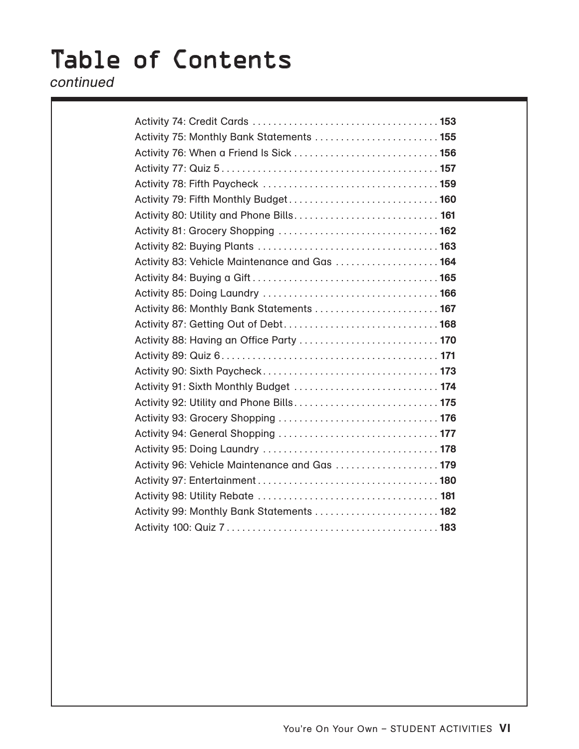# Table of Contents

*continued*

Activity 74: Credit Cards . . . . . . . . . . . . . . . . . . . . . . . . . . . . . . . . . . . . **153**
Activity 75: Monthly Bank Statements . . . . . . . . . . . . . . . . . . . . . . . . **155**
Activity 76: When a Friend Is Sick . . . . . . . . . . . . . . . . . . . . . . . . . . . . **156**
Activity 77: Quiz 5 . . . . . . . . . . . . . . . . . . . . . . . . . . . . . . . . . . . . . . . . . . **157**
Activity 78: Fifth Paycheck . . . . . . . . . . . . . . . . . . . . . . . . . . . . . . . . . . **159**
Activity 79: Fifth Monthly Budget . . . . . . . . . . . . . . . . . . . . . . . . . . . . . **160**
Activity 80: Utility and Phone Bills . . . . . . . . . . . . . . . . . . . . . . . . . . . . **161**
Activity 81: Grocery Shopping . . . . . . . . . . . . . . . . . . . . . . . . . . . . . . . **162**
Activity 82: Buying Plants . . . . . . . . . . . . . . . . . . . . . . . . . . . . . . . . . . . **163**
Activity 83: Vehicle Maintenance and Gas . . . . . . . . . . . . . . . . . . . . **164**
Activity 84: Buying a Gift . . . . . . . . . . . . . . . . . . . . . . . . . . . . . . . . . . . . **165**
Activity 85: Doing Laundry . . . . . . . . . . . . . . . . . . . . . . . . . . . . . . . . . . **166**
Activity 86: Monthly Bank Statements . . . . . . . . . . . . . . . . . . . . . . . . **167**
Activity 87: Getting Out of Debt . . . . . . . . . . . . . . . . . . . . . . . . . . . . . . **168**
Activity 88: Having an Office Party . . . . . . . . . . . . . . . . . . . . . . . . . . . **170**
Activity 89: Quiz 6 . . . . . . . . . . . . . . . . . . . . . . . . . . . . . . . . . . . . . . . . . . **171**
Activity 90: Sixth Paycheck . . . . . . . . . . . . . . . . . . . . . . . . . . . . . . . . . . **173**
Activity 91: Sixth Monthly Budget . . . . . . . . . . . . . . . . . . . . . . . . . . . . **174**
Activity 92: Utility and Phone Bills . . . . . . . . . . . . . . . . . . . . . . . . . . . . **175**
Activity 93: Grocery Shopping . . . . . . . . . . . . . . . . . . . . . . . . . . . . . . . **176**
Activity 94: General Shopping . . . . . . . . . . . . . . . . . . . . . . . . . . . . . . . **177**
Activity 95: Doing Laundry . . . . . . . . . . . . . . . . . . . . . . . . . . . . . . . . . . **178**
Activity 96: Vehicle Maintenance and Gas . . . . . . . . . . . . . . . . . . . . **179**
Activity 97: Entertainment . . . . . . . . . . . . . . . . . . . . . . . . . . . . . . . . . . . **180**
Activity 98: Utility Rebate . . . . . . . . . . . . . . . . . . . . . . . . . . . . . . . . . . . **181**
Activity 99: Monthly Bank Statements . . . . . . . . . . . . . . . . . . . . . . . . **182**
Activity 100: Quiz 7 . . . . . . . . . . . . . . . . . . . . . . . . . . . . . . . . . . . . . . . . . **183**